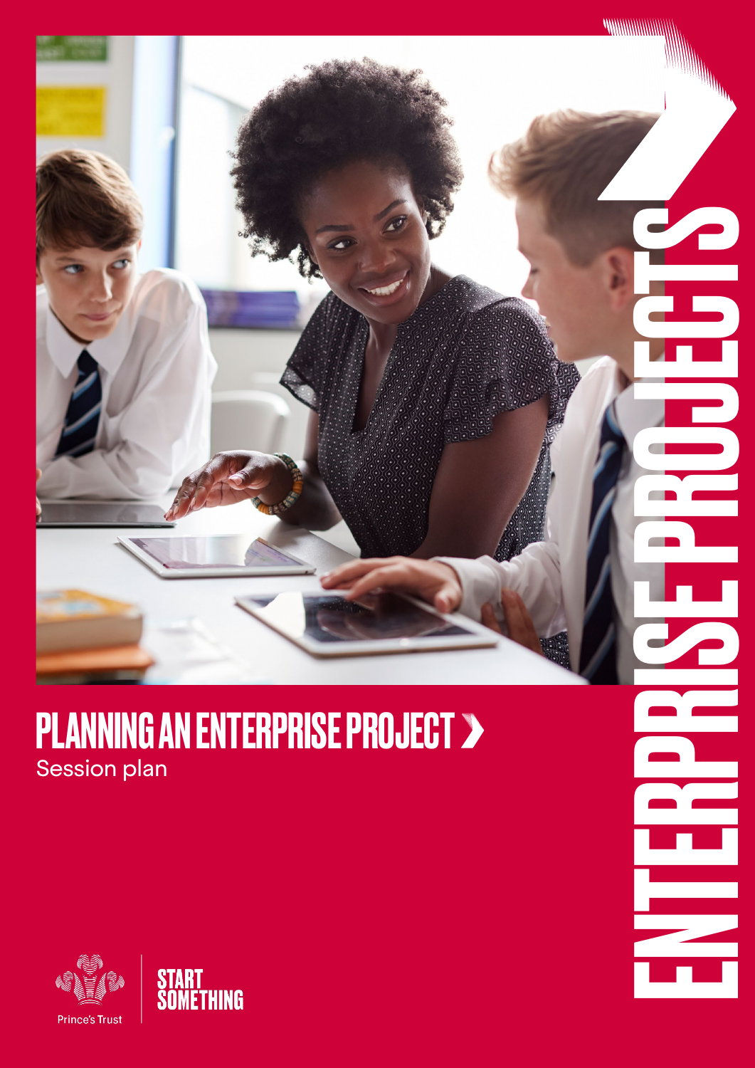# PLANNING AN ENTERPRISE PROJECT ›

Session plan

ENTERPRISE PROJECTS

Prince's Trust

START SOMETHING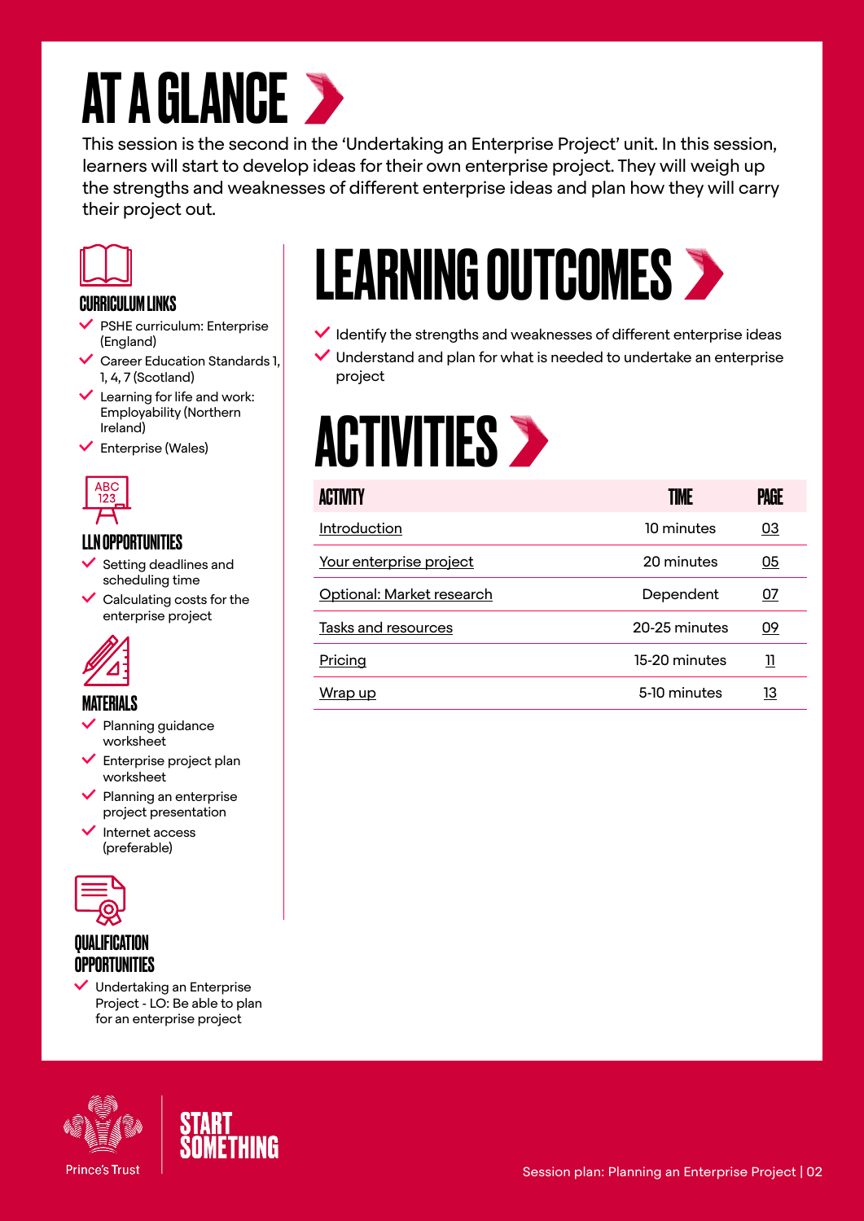# AT A GLANCE

This session is the second in the 'Undertaking an Enterprise Project' unit. In this session, learners will start to develop ideas for their own enterprise project. They will weigh up the strengths and weaknesses of different enterprise ideas and plan how they will carry their project out.

### CURRICULUM LINKS

- PSHE curriculum: Enterprise (England)
- Career Education Standards 1, 1, 4, 7 (Scotland)
- Learning for life and work: Employability (Northern Ireland)
- Enterprise (Wales)

### LLN OPPORTUNITIES

- Setting deadlines and scheduling time
- Calculating costs for the enterprise project

### MATERIALS

- Planning guidance worksheet
- Enterprise project plan worksheet
- Planning an enterprise project presentation
- Internet access (preferable)

### QUALIFICATION OPPORTUNITIES

- Undertaking an Enterprise Project - LO: Be able to plan for an enterprise project

## LEARNING OUTCOMES

- Identify the strengths and weaknesses of different enterprise ideas
- Understand and plan for what is needed to undertake an enterprise project

## ACTIVITIES

| ACTIVITY | TIME | PAGE |
|---|---|---|
| Introduction | 10 minutes | 03 |
| Your enterprise project | 20 minutes | 05 |
| Optional: Market research | Dependent | 07 |
| Tasks and resources | 20-25 minutes | 09 |
| Pricing | 15-20 minutes | 11 |
| Wrap up | 5-10 minutes | 13 |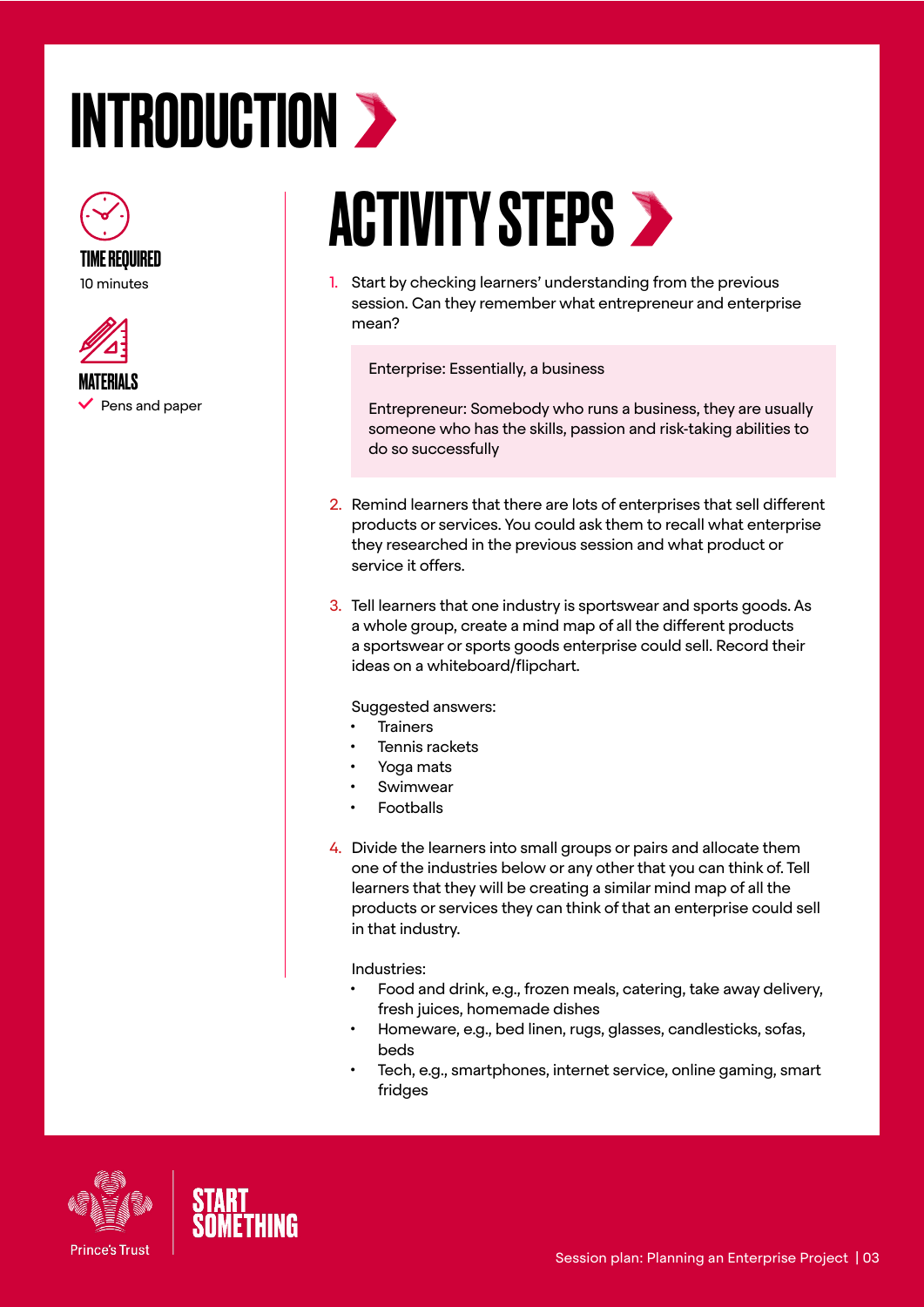# INTRODUCTION

**TIME REQUIRED**

10 minutes

**MATERIALS**

- Pens and paper

## ACTIVITY STEPS

1. Start by checking learners' understanding from the previous session. Can they remember what entrepreneur and enterprise mean?

   Enterprise: Essentially, a business

   Entrepreneur: Somebody who runs a business, they are usually someone who has the skills, passion and risk-taking abilities to do so successfully

2. Remind learners that there are lots of enterprises that sell different products or services. You could ask them to recall what enterprise they researched in the previous session and what product or service it offers.

3. Tell learners that one industry is sportswear and sports goods. As a whole group, create a mind map of all the different products a sportswear or sports goods enterprise could sell. Record their ideas on a whiteboard/flipchart.

   Suggested answers:
   - Trainers
   - Tennis rackets
   - Yoga mats
   - Swimwear
   - Footballs

4. Divide the learners into small groups or pairs and allocate them one of the industries below or any other that you can think of. Tell learners that they will be creating a similar mind map of all the products or services they can think of that an enterprise could sell in that industry.

   Industries:
   - Food and drink, e.g., frozen meals, catering, take away delivery, fresh juices, homemade dishes
   - Homeware, e.g., bed linen, rugs, glasses, candlesticks, sofas, beds
   - Tech, e.g., smartphones, internet service, online gaming, smart fridges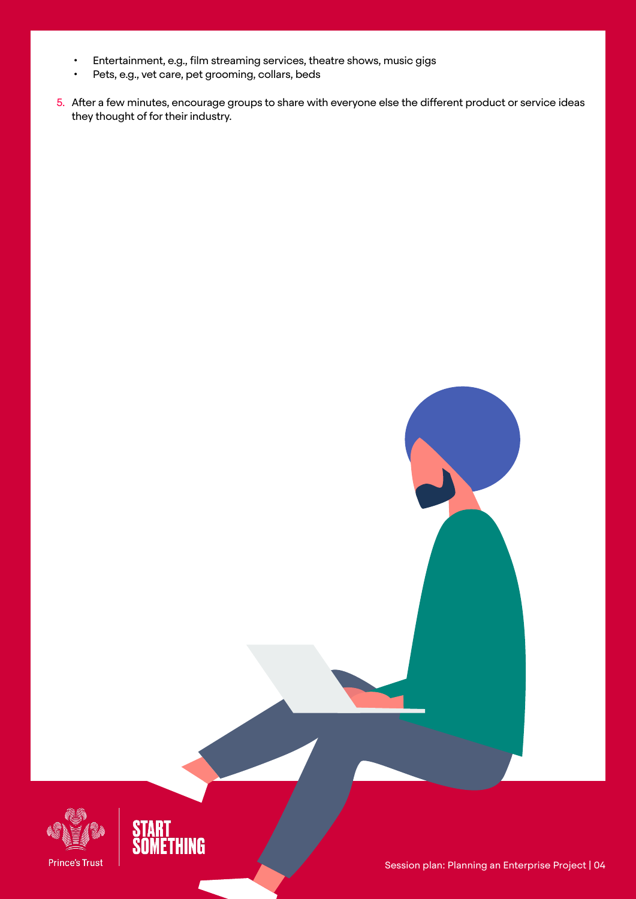- Entertainment, e.g., film streaming services, theatre shows, music gigs
- Pets, e.g., vet care, pet grooming, collars, beds

5. After a few minutes, encourage groups to share with everyone else the different product or service ideas they thought of for their industry.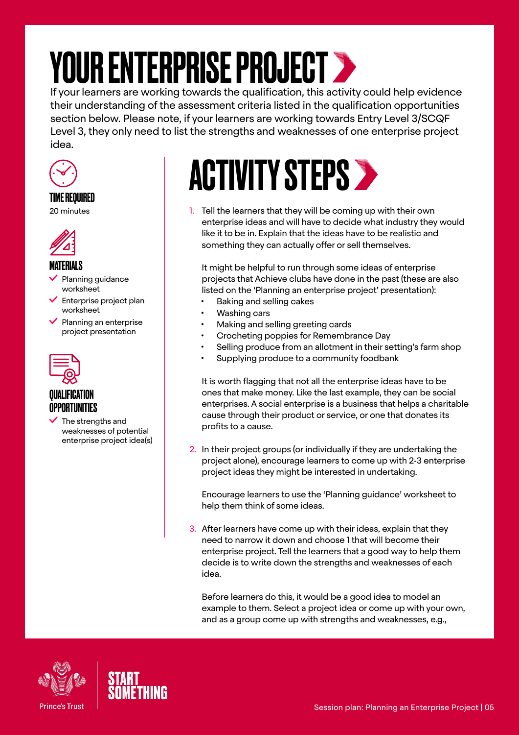# YOUR ENTERPRISE PROJECT

If your learners are working towards the qualification, this activity could help evidence their understanding of the assessment criteria listed in the qualification opportunities section below. Please note, if your learners are working towards Entry Level 3/SCQF Level 3, they only need to list the strengths and weaknesses of one enterprise project idea.

### TIME REQUIRED

20 minutes

### MATERIALS

- Planning guidance worksheet
- Enterprise project plan worksheet
- Planning an enterprise project presentation

### QUALIFICATION OPPORTUNITIES

- The strengths and weaknesses of potential enterprise project idea(s)

## ACTIVITY STEPS

1. Tell the learners that they will be coming up with their own enterprise ideas and will have to decide what industry they would like it to be in. Explain that the ideas have to be realistic and something they can actually offer or sell themselves.

   It might be helpful to run through some ideas of enterprise projects that Achieve clubs have done in the past (these are also listed on the 'Planning an enterprise project' presentation):
   - Baking and selling cakes
   - Washing cars
   - Making and selling greeting cards
   - Crocheting poppies for Remembrance Day
   - Selling produce from an allotment in their setting's farm shop
   - Supplying produce to a community foodbank

   It is worth flagging that not all the enterprise ideas have to be ones that make money. Like the last example, they can be social enterprises. A social enterprise is a business that helps a charitable cause through their product or service, or one that donates its profits to a cause.

2. In their project groups (or individually if they are undertaking the project alone), encourage learners to come up with 2-3 enterprise project ideas they might be interested in undertaking.

   Encourage learners to use the 'Planning guidance' worksheet to help them think of some ideas.

3. After learners have come up with their ideas, explain that they need to narrow it down and choose 1 that will become their enterprise project. Tell the learners that a good way to help them decide is to write down the strengths and weaknesses of each idea.

   Before learners do this, it would be a good idea to model an example to them. Select a project idea or come up with your own, and as a group come up with strengths and weaknesses, e.g.,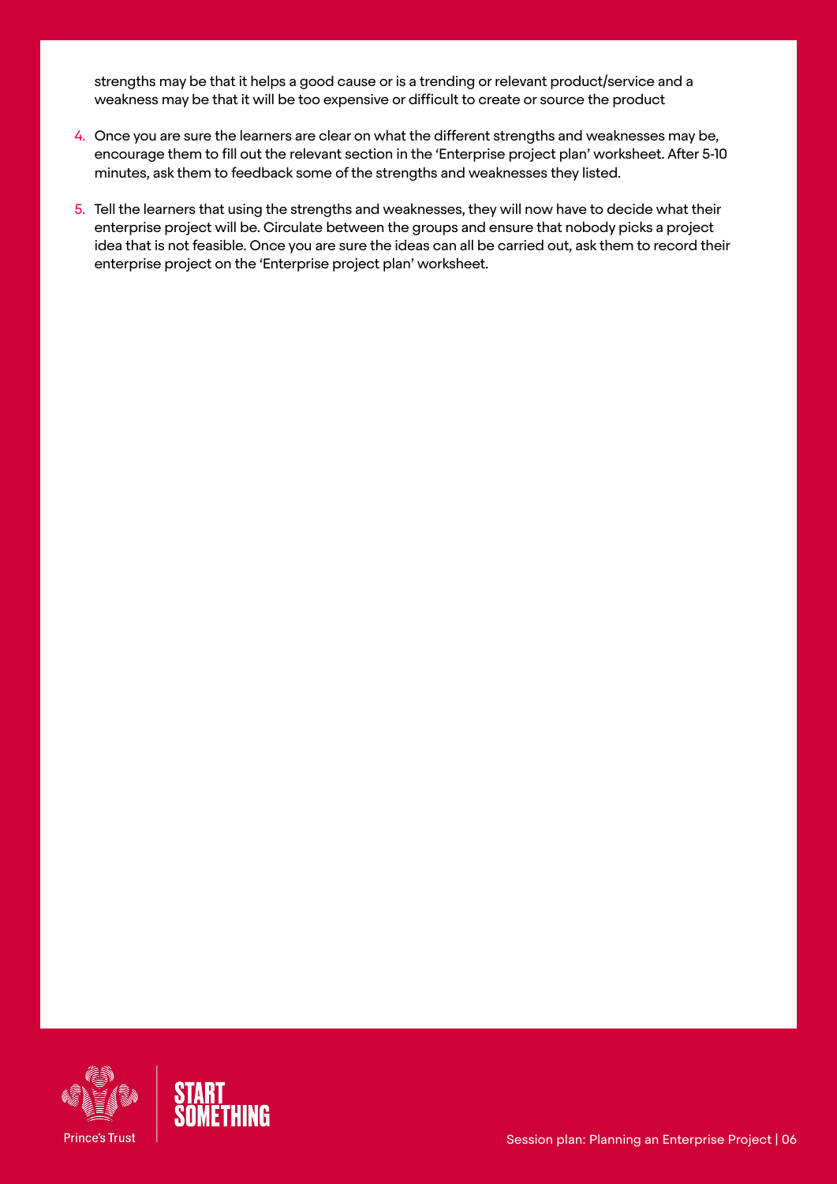strengths may be that it helps a good cause or is a trending or relevant product/service and a weakness may be that it will be too expensive or difficult to create or source the product

4. Once you are sure the learners are clear on what the different strengths and weaknesses may be, encourage them to fill out the relevant section in the 'Enterprise project plan' worksheet. After 5-10 minutes, ask them to feedback some of the strengths and weaknesses they listed.

5. Tell the learners that using the strengths and weaknesses, they will now have to decide what their enterprise project will be. Circulate between the groups and ensure that nobody picks a project idea that is not feasible. Once you are sure the ideas can all be carried out, ask them to record their enterprise project on the 'Enterprise project plan' worksheet.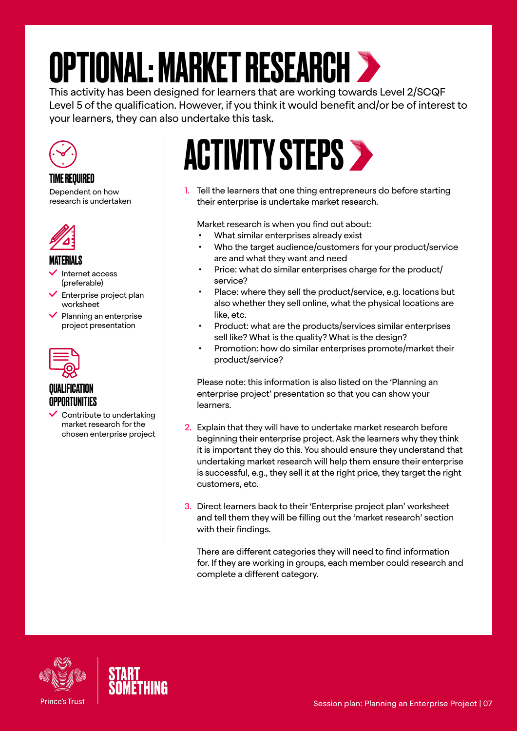# OPTIONAL: MARKET RESEARCH

This activity has been designed for learners that are working towards Level 2/SCQF Level 5 of the qualification. However, if you think it would benefit and/or be of interest to your learners, they can also undertake this task.

### TIME REQUIRED

Dependent on how research is undertaken

### MATERIALS

- Internet access (preferable)
- Enterprise project plan worksheet
- Planning an enterprise project presentation

### QUALIFICATION OPPORTUNITIES

- Contribute to undertaking market research for the chosen enterprise project

## ACTIVITY STEPS

1. Tell the learners that one thing entrepreneurs do before starting their enterprise is undertake market research.

   Market research is when you find out about:
   - What similar enterprises already exist
   - Who the target audience/customers for your product/service are and what they want and need
   - Price: what do similar enterprises charge for the product/service?
   - Place: where they sell the product/service, e.g. locations but also whether they sell online, what the physical locations are like, etc.
   - Product: what are the products/services similar enterprises sell like? What is the quality? What is the design?
   - Promotion: how do similar enterprises promote/market their product/service?

   Please note: this information is also listed on the 'Planning an enterprise project' presentation so that you can show your learners.

2. Explain that they will have to undertake market research before beginning their enterprise project. Ask the learners why they think it is important they do this. You should ensure they understand that undertaking market research will help them ensure their enterprise is successful, e.g., they sell it at the right price, they target the right customers, etc.

3. Direct learners back to their 'Enterprise project plan' worksheet and tell them they will be filling out the 'market research' section with their findings.

   There are different categories they will need to find information for. If they are working in groups, each member could research and complete a different category.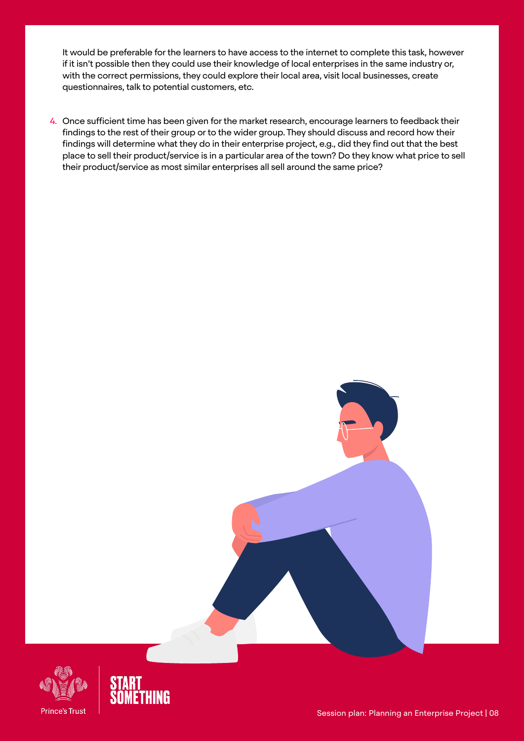It would be preferable for the learners to have access to the internet to complete this task, however if it isn't possible then they could use their knowledge of local enterprises in the same industry or, with the correct permissions, they could explore their local area, visit local businesses, create questionnaires, talk to potential customers, etc.

4. Once sufficient time has been given for the market research, encourage learners to feedback their findings to the rest of their group or to the wider group. They should discuss and record how their findings will determine what they do in their enterprise project, e.g., did they find out that the best place to sell their product/service is in a particular area of the town? Do they know what price to sell their product/service as most similar enterprises all sell around the same price?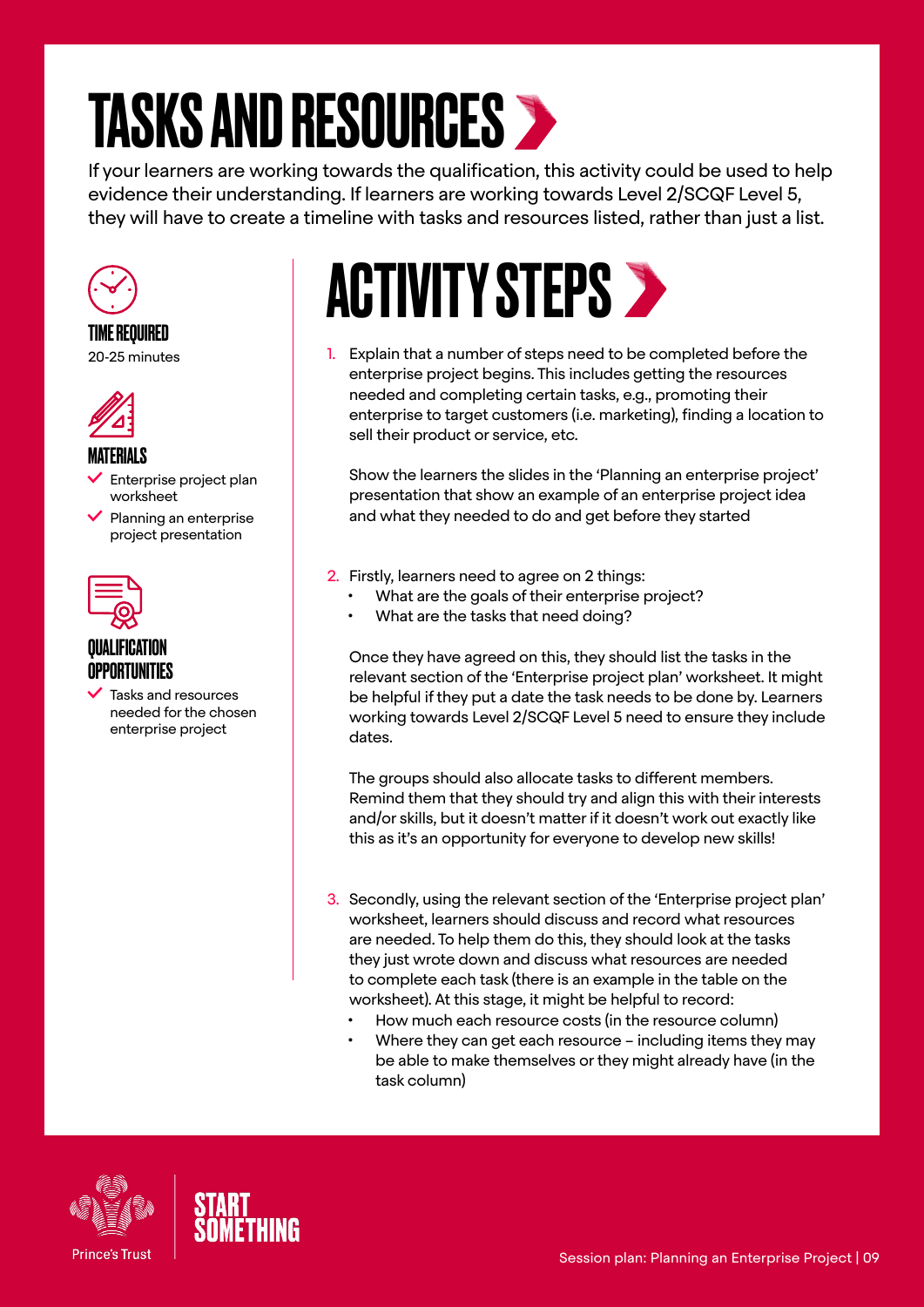# TASKS AND RESOURCES

If your learners are working towards the qualification, this activity could be used to help evidence their understanding. If learners are working towards Level 2/SCQF Level 5, they will have to create a timeline with tasks and resources listed, rather than just a list.

### TIME REQUIRED

20-25 minutes

### MATERIALS

- Enterprise project plan worksheet
- Planning an enterprise project presentation

### QUALIFICATION OPPORTUNITIES

- Tasks and resources needed for the chosen enterprise project

## ACTIVITY STEPS

1. Explain that a number of steps need to be completed before the enterprise project begins. This includes getting the resources needed and completing certain tasks, e.g., promoting their enterprise to target customers (i.e. marketing), finding a location to sell their product or service, etc.

   Show the learners the slides in the 'Planning an enterprise project' presentation that show an example of an enterprise project idea and what they needed to do and get before they started

2. Firstly, learners need to agree on 2 things:
   - What are the goals of their enterprise project?
   - What are the tasks that need doing?

   Once they have agreed on this, they should list the tasks in the relevant section of the 'Enterprise project plan' worksheet. It might be helpful if they put a date the task needs to be done by. Learners working towards Level 2/SCQF Level 5 need to ensure they include dates.

   The groups should also allocate tasks to different members. Remind them that they should try and align this with their interests and/or skills, but it doesn't matter if it doesn't work out exactly like this as it's an opportunity for everyone to develop new skills!

3. Secondly, using the relevant section of the 'Enterprise project plan' worksheet, learners should discuss and record what resources are needed. To help them do this, they should look at the tasks they just wrote down and discuss what resources are needed to complete each task (there is an example in the table on the worksheet). At this stage, it might be helpful to record:
   - How much each resource costs (in the resource column)
   - Where they can get each resource – including items they may be able to make themselves or they might already have (in the task column)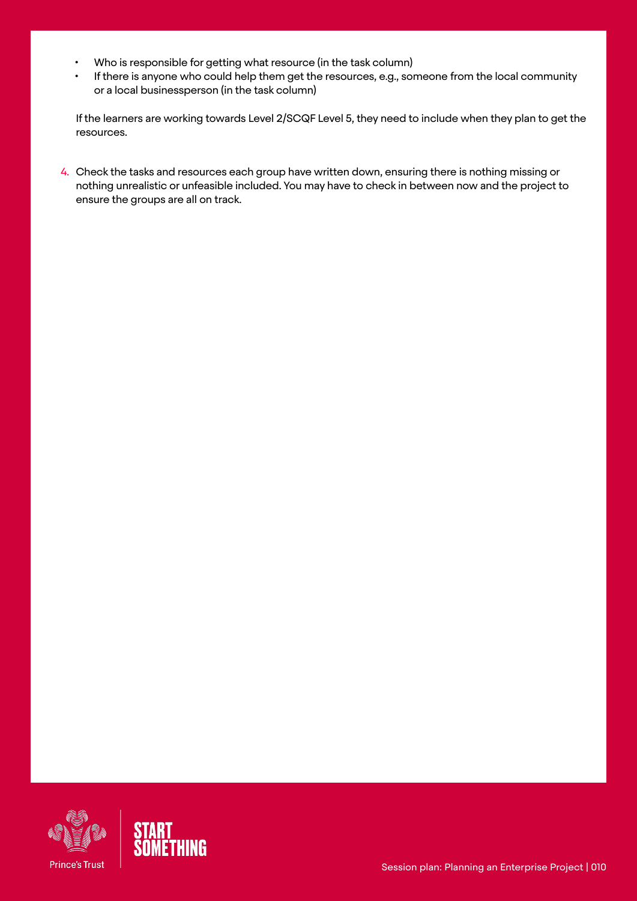- Who is responsible for getting what resource (in the task column)
- If there is anyone who could help them get the resources, e.g., someone from the local community or a local businessperson (in the task column)

If the learners are working towards Level 2/SCQF Level 5, they need to include when they plan to get the resources.

4. Check the tasks and resources each group have written down, ensuring there is nothing missing or nothing unrealistic or unfeasible included. You may have to check in between now and the project to ensure the groups are all on track.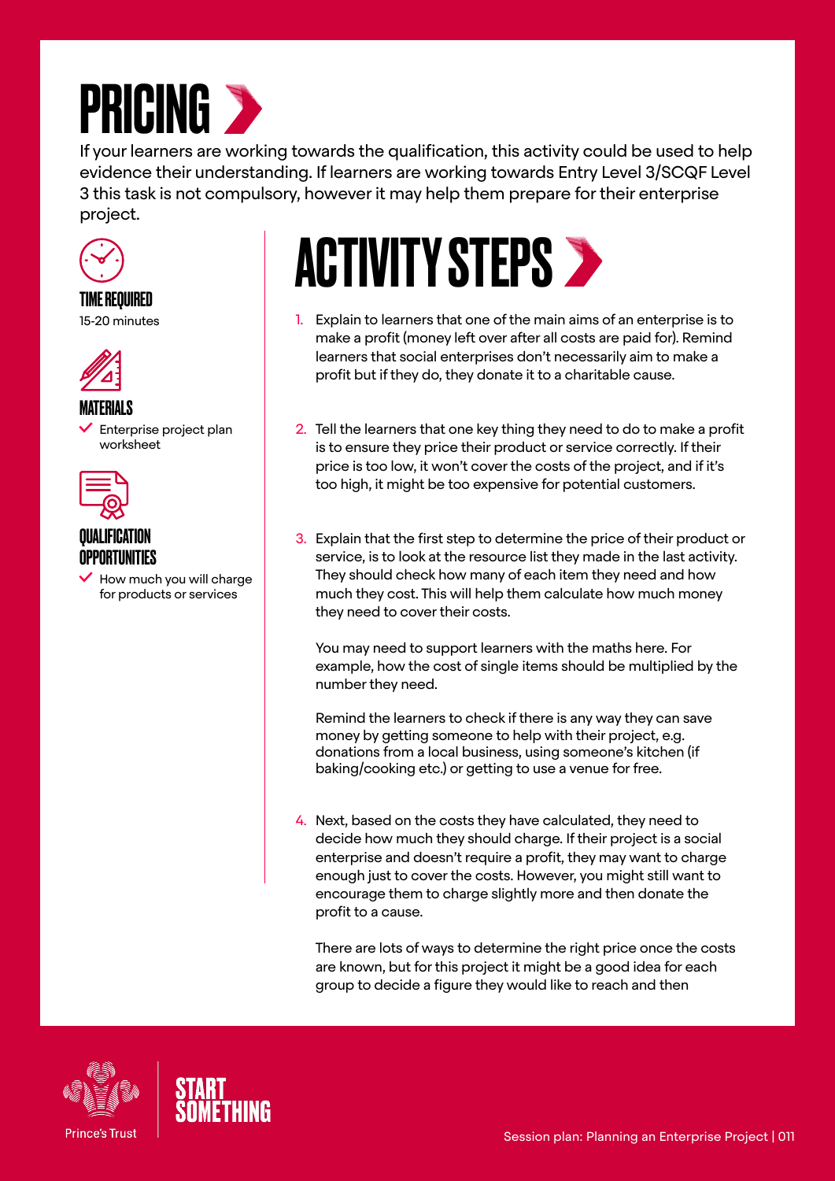# PRICING

If your learners are working towards the qualification, this activity could be used to help evidence their understanding. If learners are working towards Entry Level 3/SCQF Level 3 this task is not compulsory, however it may help them prepare for their enterprise project.

### TIME REQUIRED

15-20 minutes

### MATERIALS

- Enterprise project plan worksheet

### QUALIFICATION OPPORTUNITIES

- How much you will charge for products or services

## ACTIVITY STEPS

1. Explain to learners that one of the main aims of an enterprise is to make a profit (money left over after all costs are paid for). Remind learners that social enterprises don't necessarily aim to make a profit but if they do, they donate it to a charitable cause.

2. Tell the learners that one key thing they need to do to make a profit is to ensure they price their product or service correctly. If their price is too low, it won't cover the costs of the project, and if it's too high, it might be too expensive for potential customers.

3. Explain that the first step to determine the price of their product or service, is to look at the resource list they made in the last activity. They should check how many of each item they need and how much they cost. This will help them calculate how much money they need to cover their costs.

   You may need to support learners with the maths here. For example, how the cost of single items should be multiplied by the number they need.

   Remind the learners to check if there is any way they can save money by getting someone to help with their project, e.g. donations from a local business, using someone's kitchen (if baking/cooking etc.) or getting to use a venue for free.

4. Next, based on the costs they have calculated, they need to decide how much they should charge. If their project is a social enterprise and doesn't require a profit, they may want to charge enough just to cover the costs. However, you might still want to encourage them to charge slightly more and then donate the profit to a cause.

   There are lots of ways to determine the right price once the costs are known, but for this project it might be a good idea for each group to decide a figure they would like to reach and then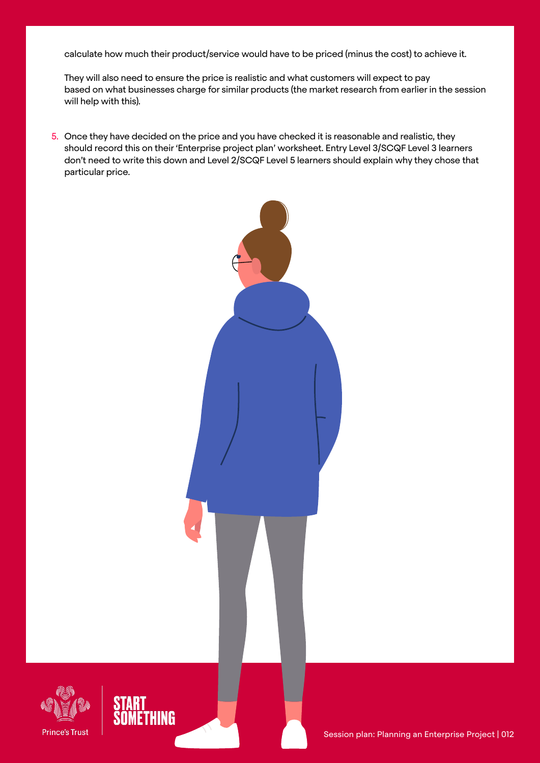calculate how much their product/service would have to be priced (minus the cost) to achieve it.

They will also need to ensure the price is realistic and what customers will expect to pay based on what businesses charge for similar products (the market research from earlier in the session will help with this).

5. Once they have decided on the price and you have checked it is reasonable and realistic, they should record this on their 'Enterprise project plan' worksheet. Entry Level 3/SCQF Level 3 learners don't need to write this down and Level 2/SCQF Level 5 learners should explain why they chose that particular price.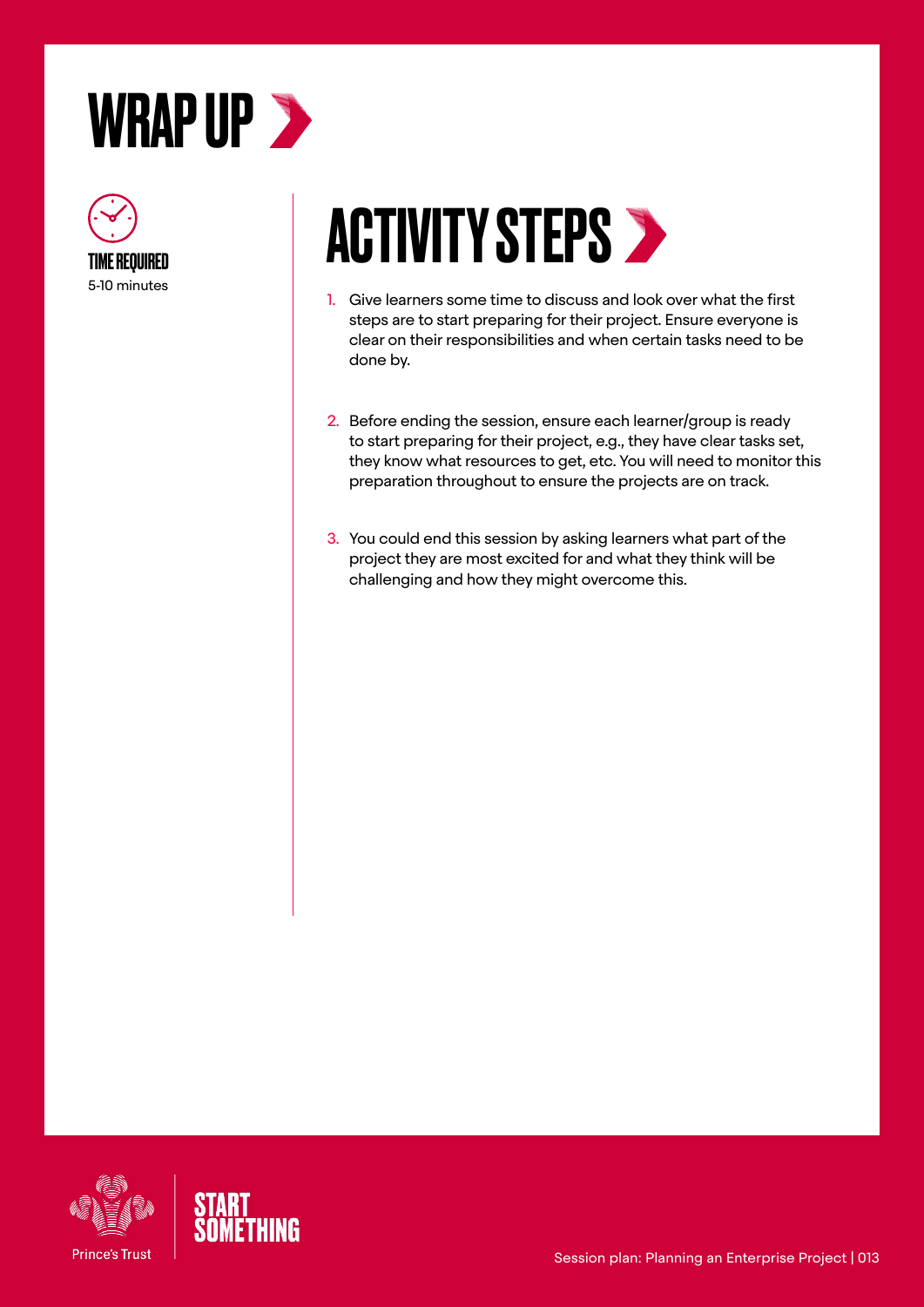# WRAP UP

**TIME REQUIRED**
5-10 minutes

## ACTIVITY STEPS

1. Give learners some time to discuss and look over what the first steps are to start preparing for their project. Ensure everyone is clear on their responsibilities and when certain tasks need to be done by.

2. Before ending the session, ensure each learner/group is ready to start preparing for their project, e.g., they have clear tasks set, they know what resources to get, etc. You will need to monitor this preparation throughout to ensure the projects are on track.

3. You could end this session by asking learners what part of the project they are most excited for and what they think will be challenging and how they might overcome this.